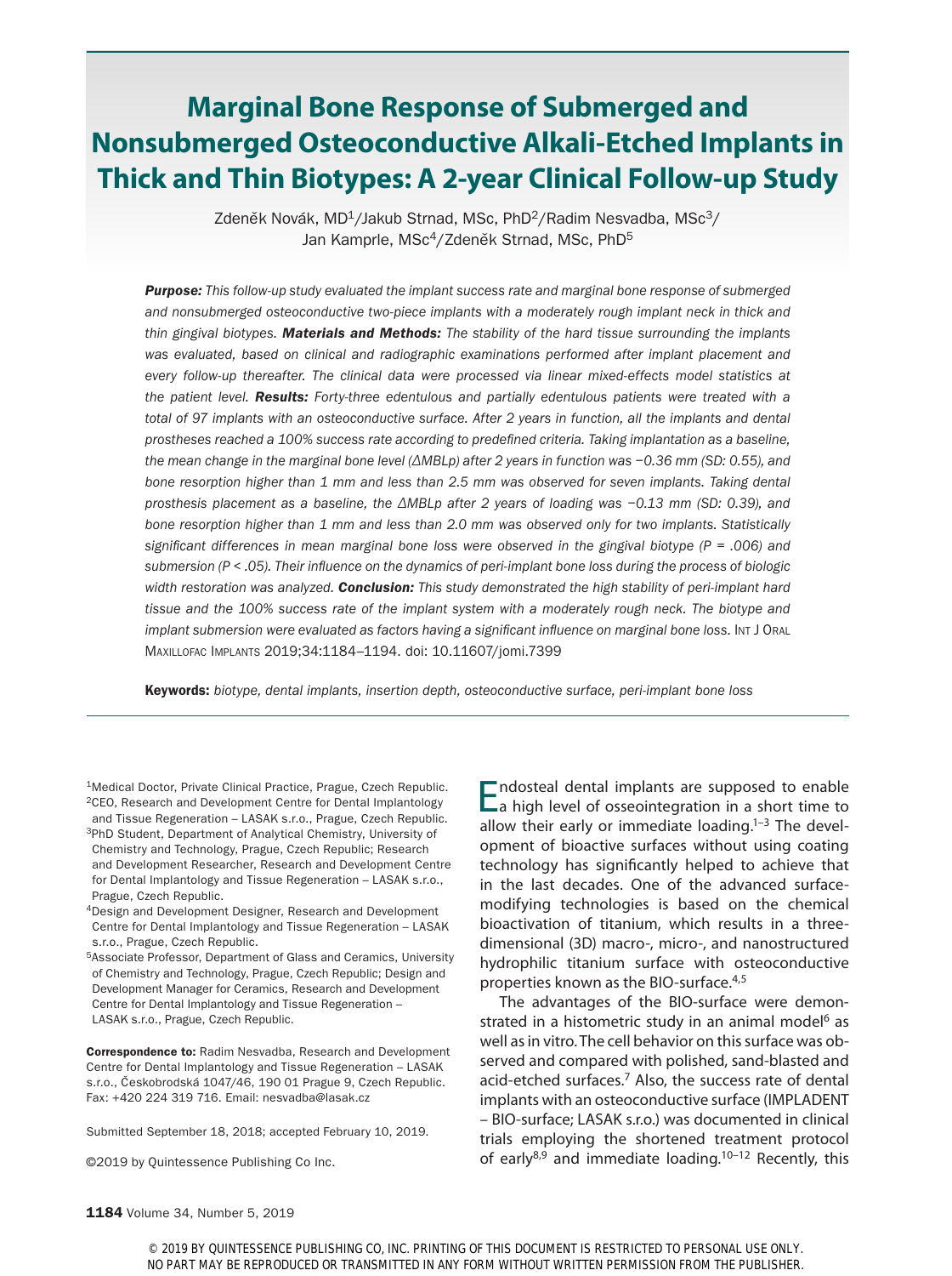# Marginal Bone Response of Submerged and Nonsubmerged Osteoconductive Alkali-Etched Implants in Thick and Thin Biotypes: A 2-year Clinical Follow-up Study

Zdeněk Novák, MD[1]/Jakub Strnad, MSc, PhD[2]/Radim Nesvadba, MSc[3]/
Jan Kamprle, MSc[4]/Zdeněk Strnad, MSc, PhD[5]

***Purpose:*** *This follow-up study evaluated the implant success rate and marginal bone response of submerged and nonsubmerged osteoconductive two-piece implants with a moderately rough implant neck in thick and thin gingival biotypes.* ***Materials and Methods:*** *The stability of the hard tissue surrounding the implants was evaluated, based on clinical and radiographic examinations performed after implant placement and every follow-up thereafter. The clinical data were processed via linear mixed-effects model statistics at the patient level.* ***Results:*** *Forty-three edentulous and partially edentulous patients were treated with a total of 97 implants with an osteoconductive surface. After 2 years in function, all the implants and dental prostheses reached a 100% success rate according to predefined criteria. Taking implantation as a baseline, the mean change in the marginal bone level (ΔMBLp) after 2 years in function was −0.36 mm (SD: 0.55), and bone resorption higher than 1 mm and less than 2.5 mm was observed for seven implants. Taking dental prosthesis placement as a baseline, the ΔMBLp after 2 years of loading was −0.13 mm (SD: 0.39), and bone resorption higher than 1 mm and less than 2.0 mm was observed only for two implants. Statistically significant differences in mean marginal bone loss were observed in the gingival biotype ($P = .006$) and submersion ($P < .05$). Their influence on the dynamics of peri-implant bone loss during the process of biologic width restoration was analyzed.* ***Conclusion:*** *This study demonstrated the high stability of peri-implant hard tissue and the 100% success rate of the implant system with a moderately rough neck. The biotype and implant submersion were evaluated as factors having a significant influence on marginal bone loss.* Int J Oral Maxillofac Implants 2019;34:1184–1194. doi: 10.11607/jomi.7399

**Keywords:** *biotype, dental implants, insertion depth, osteoconductive surface, peri-implant bone loss*

---

[1]Medical Doctor, Private Clinical Practice, Prague, Czech Republic.
[2]CEO, Research and Development Centre for Dental Implantology and Tissue Regeneration – LASAK s.r.o., Prague, Czech Republic.
[3]PhD Student, Department of Analytical Chemistry, University of Chemistry and Technology, Prague, Czech Republic; Research and Development Researcher, Research and Development Centre for Dental Implantology and Tissue Regeneration – LASAK s.r.o., Prague, Czech Republic.
[4]Design and Development Designer, Research and Development Centre for Dental Implantology and Tissue Regeneration – LASAK s.r.o., Prague, Czech Republic.
[5]Associate Professor, Department of Glass and Ceramics, University of Chemistry and Technology, Prague, Czech Republic; Design and Development Manager for Ceramics, Research and Development Centre for Dental Implantology and Tissue Regeneration – LASAK s.r.o., Prague, Czech Republic.

**Correspondence to:** Radim Nesvadba, Research and Development Centre for Dental Implantology and Tissue Regeneration – LASAK s.r.o., Českobrodská 1047/46, 190 01 Prague 9, Czech Republic. Fax: +420 224 319 716. Email: nesvadba@lasak.cz

Submitted September 18, 2018; accepted February 10, 2019.

©2019 by Quintessence Publishing Co Inc.

Endosteal dental implants are supposed to enable a high level of osseointegration in a short time to allow their early or immediate loading.[1–3] The development of bioactive surfaces without using coating technology has significantly helped to achieve that in the last decades. One of the advanced surface-modifying technologies is based on the chemical bioactivation of titanium, which results in a three-dimensional (3D) macro-, micro-, and nanostructured hydrophilic titanium surface with osteoconductive properties known as the BIO-surface.[4,5]

The advantages of the BIO-surface were demonstrated in a histometric study in an animal model[6] as well as in vitro. The cell behavior on this surface was observed and compared with polished, sand-blasted and acid-etched surfaces.[7] Also, the success rate of dental implants with an osteoconductive surface (IMPLADENT – BIO-surface; LASAK s.r.o.) was documented in clinical trials employing the shortened treatment protocol of early[8,9] and immediate loading.[10–12] Recently, this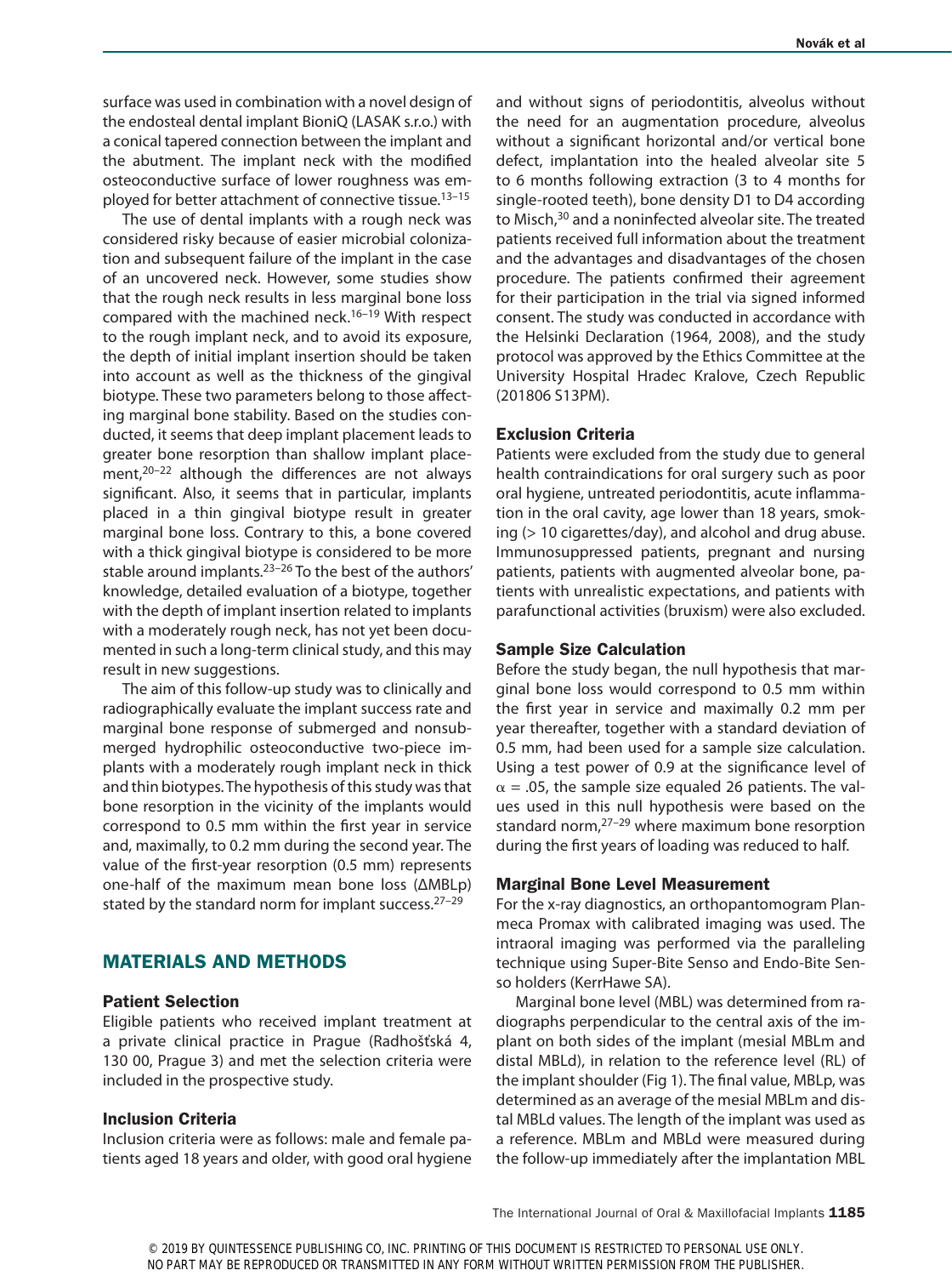surface was used in combination with a novel design of the endosteal dental implant BioniQ (LASAK s.r.o.) with a conical tapered connection between the implant and the abutment. The implant neck with the modified osteoconductive surface of lower roughness was employed for better attachment of connective tissue.[13–15]

The use of dental implants with a rough neck was considered risky because of easier microbial colonization and subsequent failure of the implant in the case of an uncovered neck. However, some studies show that the rough neck results in less marginal bone loss compared with the machined neck.[16–19] With respect to the rough implant neck, and to avoid its exposure, the depth of initial implant insertion should be taken into account as well as the thickness of the gingival biotype. These two parameters belong to those affecting marginal bone stability. Based on the studies conducted, it seems that deep implant placement leads to greater bone resorption than shallow implant placement,[20–22] although the differences are not always significant. Also, it seems that in particular, implants placed in a thin gingival biotype result in greater marginal bone loss. Contrary to this, a bone covered with a thick gingival biotype is considered to be more stable around implants.[23–26] To the best of the authors' knowledge, detailed evaluation of a biotype, together with the depth of implant insertion related to implants with a moderately rough neck, has not yet been documented in such a long-term clinical study, and this may result in new suggestions.

The aim of this follow-up study was to clinically and radiographically evaluate the implant success rate and marginal bone response of submerged and nonsubmerged hydrophilic osteoconductive two-piece implants with a moderately rough implant neck in thick and thin biotypes. The hypothesis of this study was that bone resorption in the vicinity of the implants would correspond to 0.5 mm within the first year in service and, maximally, to 0.2 mm during the second year. The value of the first-year resorption (0.5 mm) represents one-half of the maximum mean bone loss (ΔMBLp) stated by the standard norm for implant success.[27–29]

## MATERIALS AND METHODS

### Patient Selection

Eligible patients who received implant treatment at a private clinical practice in Prague (Radhošťská 4, 130 00, Prague 3) and met the selection criteria were included in the prospective study.

### Inclusion Criteria

Inclusion criteria were as follows: male and female patients aged 18 years and older, with good oral hygiene and without signs of periodontitis, alveolus without the need for an augmentation procedure, alveolus without a significant horizontal and/or vertical bone defect, implantation into the healed alveolar site 5 to 6 months following extraction (3 to 4 months for single-rooted teeth), bone density D1 to D4 according to Misch,[30] and a noninfected alveolar site. The treated patients received full information about the treatment and the advantages and disadvantages of the chosen procedure. The patients confirmed their agreement for their participation in the trial via signed informed consent. The study was conducted in accordance with the Helsinki Declaration (1964, 2008), and the study protocol was approved by the Ethics Committee at the University Hospital Hradec Kralove, Czech Republic (201806 S13PM).

### Exclusion Criteria

Patients were excluded from the study due to general health contraindications for oral surgery such as poor oral hygiene, untreated periodontitis, acute inflammation in the oral cavity, age lower than 18 years, smoking (> 10 cigarettes/day), and alcohol and drug abuse. Immunosuppressed patients, pregnant and nursing patients, patients with augmented alveolar bone, patients with unrealistic expectations, and patients with parafunctional activities (bruxism) were also excluded.

### Sample Size Calculation

Before the study began, the null hypothesis that marginal bone loss would correspond to 0.5 mm within the first year in service and maximally 0.2 mm per year thereafter, together with a standard deviation of 0.5 mm, had been used for a sample size calculation. Using a test power of 0.9 at the significance level of $\alpha = .05$, the sample size equaled 26 patients. The values used in this null hypothesis were based on the standard norm,[27–29] where maximum bone resorption during the first years of loading was reduced to half.

### Marginal Bone Level Measurement

For the x-ray diagnostics, an orthopantomogram Planmeca Promax with calibrated imaging was used. The intraoral imaging was performed via the paralleling technique using Super-Bite Senso and Endo-Bite Senso holders (KerrHawe SA).

Marginal bone level (MBL) was determined from radiographs perpendicular to the central axis of the implant on both sides of the implant (mesial MBLm and distal MBLd), in relation to the reference level (RL) of the implant shoulder (Fig 1). The final value, MBLp, was determined as an average of the mesial MBLm and distal MBLd values. The length of the implant was used as a reference. MBLm and MBLd were measured during the follow-up immediately after the implantation MBL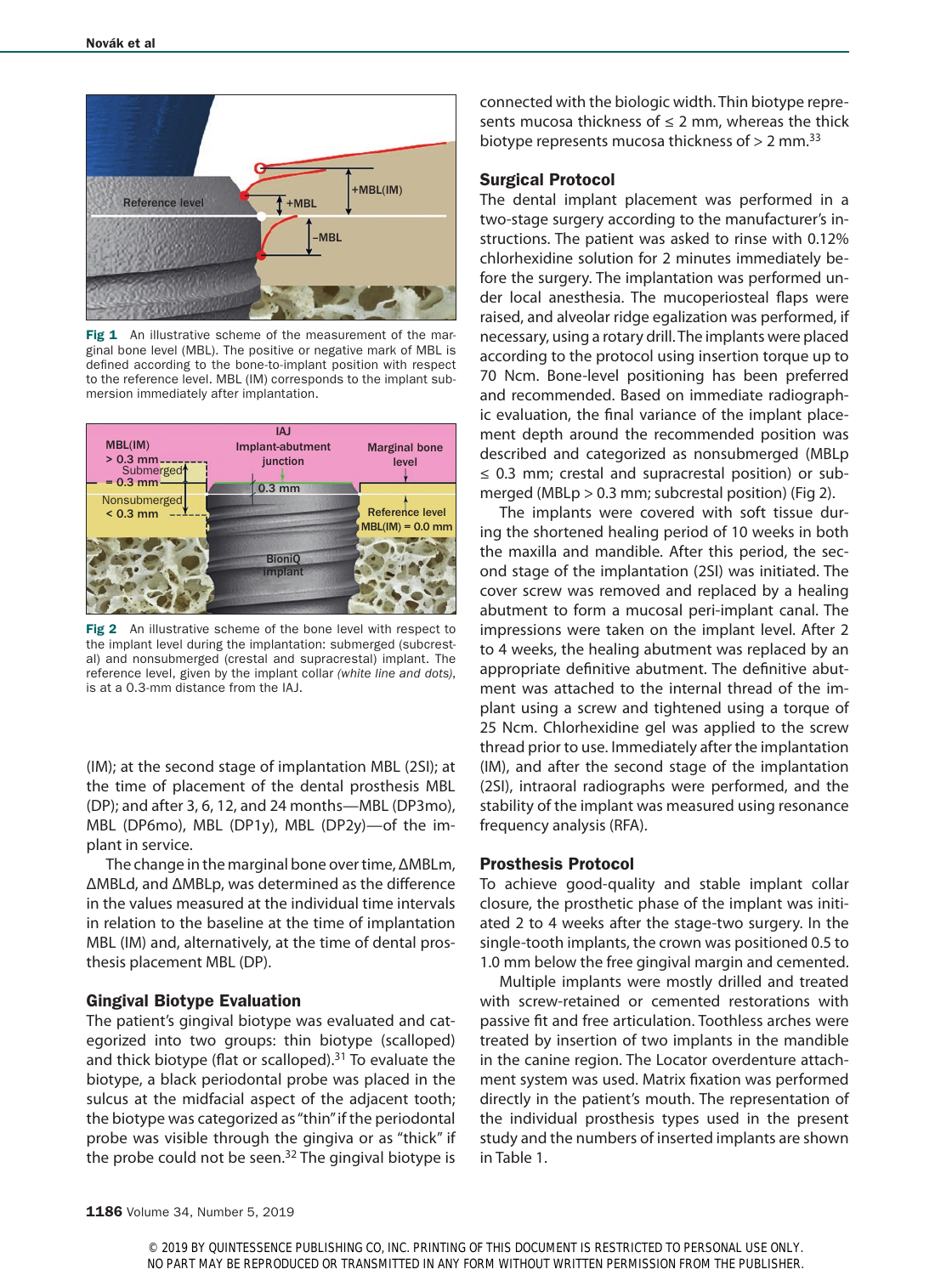Fig 1 An illustrative scheme of the measurement of the marginal bone level (MBL). The positive or negative mark of MBL is defined according to the bone-to-implant position with respect to the reference level. MBL (IM) corresponds to the implant submersion immediately after implantation.

Fig 2 An illustrative scheme of the bone level with respect to the implant level during the implantation: submerged (subcrestal) and nonsubmerged (crestal and supracrestal) implant. The reference level, given by the implant collar *(white line and dots)*, is at a 0.3-mm distance from the IAJ.

(IM); at the second stage of implantation MBL (2SI); at the time of placement of the dental prosthesis MBL (DP); and after 3, 6, 12, and 24 months—MBL (DP3mo), MBL (DP6mo), MBL (DP1y), MBL (DP2y)—of the implant in service.

The change in the marginal bone over time, ΔMBLm, ΔMBLd, and ΔMBLp, was determined as the difference in the values measured at the individual time intervals in relation to the baseline at the time of implantation MBL (IM) and, alternatively, at the time of dental prosthesis placement MBL (DP).

### Gingival Biotype Evaluation

The patient's gingival biotype was evaluated and categorized into two groups: thin biotype (scalloped) and thick biotype (flat or scalloped).[31] To evaluate the biotype, a black periodontal probe was placed in the sulcus at the midfacial aspect of the adjacent tooth; the biotype was categorized as "thin" if the periodontal probe was visible through the gingiva or as "thick" if the probe could not be seen.[32] The gingival biotype is connected with the biologic width. Thin biotype represents mucosa thickness of ≤ 2 mm, whereas the thick biotype represents mucosa thickness of > 2 mm.[33]

### Surgical Protocol

The dental implant placement was performed in a two-stage surgery according to the manufacturer's instructions. The patient was asked to rinse with 0.12% chlorhexidine solution for 2 minutes immediately before the surgery. The implantation was performed under local anesthesia. The mucoperiosteal flaps were raised, and alveolar ridge egalization was performed, if necessary, using a rotary drill. The implants were placed according to the protocol using insertion torque up to 70 Ncm. Bone-level positioning has been preferred and recommended. Based on immediate radiographic evaluation, the final variance of the implant placement depth around the recommended position was described and categorized as nonsubmerged (MBLp ≤ 0.3 mm; crestal and supracrestal position) or submerged (MBLp > 0.3 mm; subcrestal position) (Fig 2).

The implants were covered with soft tissue during the shortened healing period of 10 weeks in both the maxilla and mandible. After this period, the second stage of the implantation (2SI) was initiated. The cover screw was removed and replaced by a healing abutment to form a mucosal peri-implant canal. The impressions were taken on the implant level. After 2 to 4 weeks, the healing abutment was replaced by an appropriate definitive abutment. The definitive abutment was attached to the internal thread of the implant using a screw and tightened using a torque of 25 Ncm. Chlorhexidine gel was applied to the screw thread prior to use. Immediately after the implantation (IM), and after the second stage of the implantation (2SI), intraoral radiographs were performed, and the stability of the implant was measured using resonance frequency analysis (RFA).

### Prosthesis Protocol

To achieve good-quality and stable implant collar closure, the prosthetic phase of the implant was initiated 2 to 4 weeks after the stage-two surgery. In the single-tooth implants, the crown was positioned 0.5 to 1.0 mm below the free gingival margin and cemented.

Multiple implants were mostly drilled and treated with screw-retained or cemented restorations with passive fit and free articulation. Toothless arches were treated by insertion of two implants in the mandible in the canine region. The Locator overdenture attachment system was used. Matrix fixation was performed directly in the patient's mouth. The representation of the individual prosthesis types used in the present study and the numbers of inserted implants are shown in Table 1.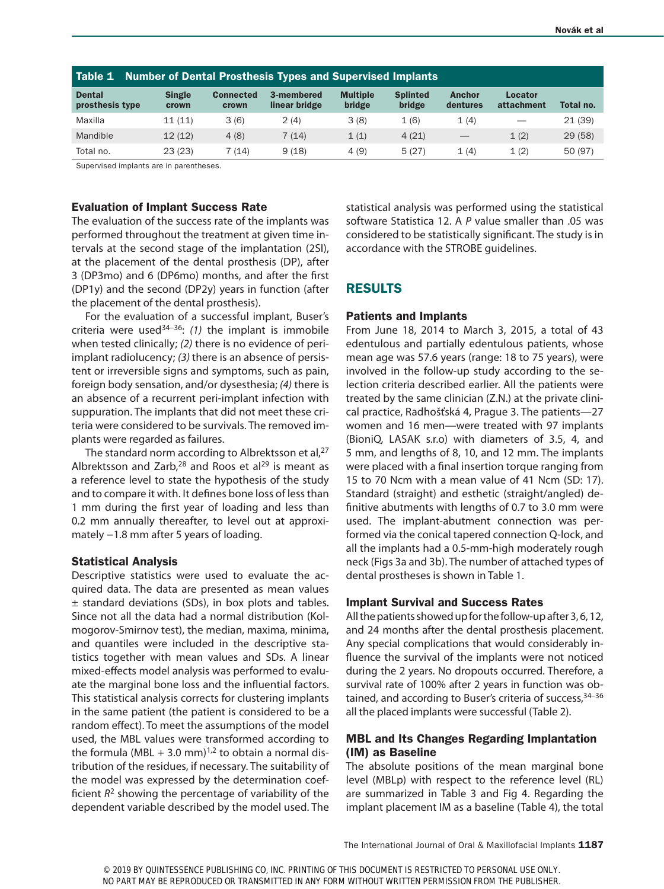**Table 1 Number of Dental Prosthesis Types and Supervised Implants**

| Dental prosthesis type | Single crown | Connected crown | 3-membered linear bridge | Multiple bridge | Splinted bridge | Anchor dentures | Locator attachment | Total no. |
|---|---|---|---|---|---|---|---|---|
| Maxilla | 11 (11) | 3 (6) | 2 (4) | 3 (8) | 1 (6) | 1 (4) | — | 21 (39) |
| Mandible | 12 (12) | 4 (8) | 7 (14) | 1 (1) | 4 (21) | — | 1 (2) | 29 (58) |
| Total no. | 23 (23) | 7 (14) | 9 (18) | 4 (9) | 5 (27) | 1 (4) | 1 (2) | 50 (97) |

Supervised implants are in parentheses.

### Evaluation of Implant Success Rate

The evaluation of the success rate of the implants was performed throughout the treatment at given time intervals at the second stage of the implantation (2SI), at the placement of the dental prosthesis (DP), after 3 (DP3mo) and 6 (DP6mo) months, and after the first (DP1y) and the second (DP2y) years in function (after the placement of the dental prosthesis).

For the evaluation of a successful implant, Buser's criteria were used[34–36]: *(1)* the implant is immobile when tested clinically; *(2)* there is no evidence of peri-implant radiolucency; *(3)* there is an absence of persistent or irreversible signs and symptoms, such as pain, foreign body sensation, and/or dysesthesia; *(4)* there is an absence of a recurrent peri-implant infection with suppuration. The implants that did not meet these criteria were considered to be survivals. The removed implants were regarded as failures.

The standard norm according to Albrektsson et al,[27] Albrektsson and Zarb,[28] and Roos et al[29] is meant as a reference level to state the hypothesis of the study and to compare it with. It defines bone loss of less than 1 mm during the first year of loading and less than 0.2 mm annually thereafter, to level out at approximately −1.8 mm after 5 years of loading.

### Statistical Analysis

Descriptive statistics were used to evaluate the acquired data. The data are presented as mean values ± standard deviations (SDs), in box plots and tables. Since not all the data had a normal distribution (Kolmogorov-Smirnov test), the median, maxima, minima, and quantiles were included in the descriptive statistics together with mean values and SDs. A linear mixed-effects model analysis was performed to evaluate the marginal bone loss and the influential factors. This statistical analysis corrects for clustering implants in the same patient (the patient is considered to be a random effect). To meet the assumptions of the model used, the MBL values were transformed according to the formula $(\text{MBL} + 3.0 \text{ mm})^{1,2}$ to obtain a normal distribution of the residues, if necessary. The suitability of the model was expressed by the determination coefficient $R^2$ showing the percentage of variability of the dependent variable described by the model used. The statistical analysis was performed using the statistical software Statistica 12. A *P* value smaller than .05 was considered to be statistically significant. The study is in accordance with the STROBE guidelines.

## RESULTS

### Patients and Implants

From June 18, 2014 to March 3, 2015, a total of 43 edentulous and partially edentulous patients, whose mean age was 57.6 years (range: 18 to 75 years), were involved in the follow-up study according to the selection criteria described earlier. All the patients were treated by the same clinician (Z.N.) at the private clinical practice, Radhošťská 4, Prague 3. The patients—27 women and 16 men—were treated with 97 implants (BioniQ, LASAK s.r.o) with diameters of 3.5, 4, and 5 mm, and lengths of 8, 10, and 12 mm. The implants were placed with a final insertion torque ranging from 15 to 70 Ncm with a mean value of 41 Ncm (SD: 17). Standard (straight) and esthetic (straight/angled) definitive abutments with lengths of 0.7 to 3.0 mm were used. The implant-abutment connection was performed via the conical tapered connection Q-lock, and all the implants had a 0.5-mm-high moderately rough neck (Figs 3a and 3b). The number of attached types of dental prostheses is shown in Table 1.

### Implant Survival and Success Rates

All the patients showed up for the follow-up after 3, 6, 12, and 24 months after the dental prosthesis placement. Any special complications that would considerably influence the survival of the implants were not noticed during the 2 years. No dropouts occurred. Therefore, a survival rate of 100% after 2 years in function was obtained, and according to Buser's criteria of success,[34–36] all the placed implants were successful (Table 2).

### MBL and Its Changes Regarding Implantation (IM) as Baseline

The absolute positions of the mean marginal bone level (MBLp) with respect to the reference level (RL) are summarized in Table 3 and Fig 4. Regarding the implant placement IM as a baseline (Table 4), the total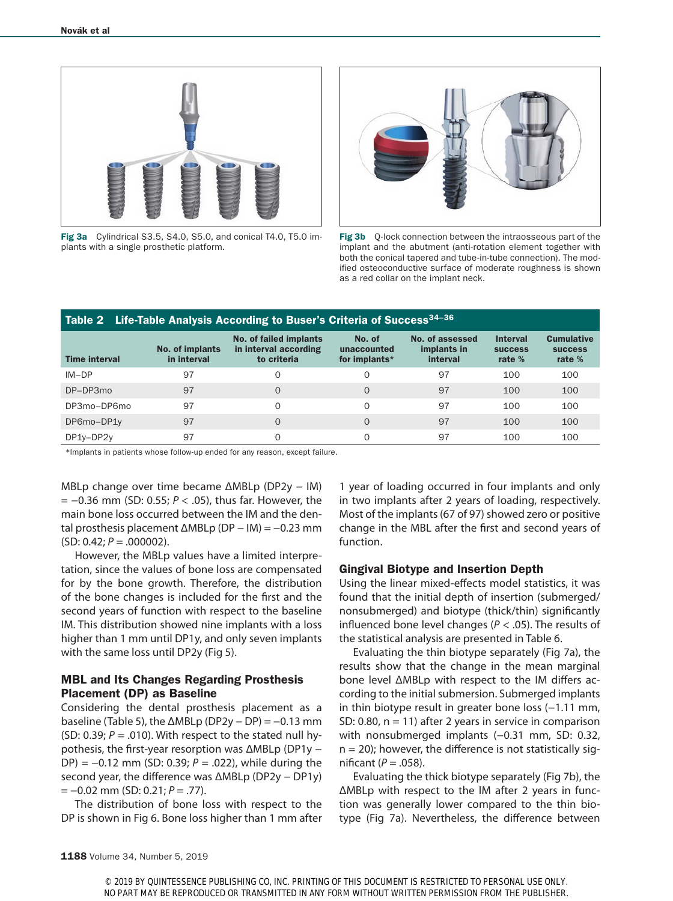Fig 3a Cylindrical S3.5, S4.0, S5.0, and conical T4.0, T5.0 implants with a single prosthetic platform.

Fig 3b Q-lock connection between the intraosseous part of the implant and the abutment (anti-rotation element together with both the conical tapered and tube-in-tube connection). The modified osteoconductive surface of moderate roughness is shown as a red collar on the implant neck.

**Table 2 Life-Table Analysis According to Buser's Criteria of Success[34–36]**

| Time interval | No. of implants in interval | No. of failed implants in interval according to criteria | No. of unaccounted for implants* | No. of assessed implants in interval | Interval success rate % | Cumulative success rate % |
|---|---|---|---|---|---|---|
| IM–DP | 97 | 0 | 0 | 97 | 100 | 100 |
| DP–DP3mo | 97 | 0 | 0 | 97 | 100 | 100 |
| DP3mo–DP6mo | 97 | 0 | 0 | 97 | 100 | 100 |
| DP6mo–DP1y | 97 | 0 | 0 | 97 | 100 | 100 |
| DP1y–DP2y | 97 | 0 | 0 | 97 | 100 | 100 |

*Implants in patients whose follow-up ended for any reason, except failure.

MBLp change over time became ΔMBLp (DP2y – IM) = –0.36 mm (SD: 0.55; $P < .05$), thus far. However, the main bone loss occurred between the IM and the dental prosthesis placement ΔMBLp (DP – IM) = –0.23 mm (SD: 0.42; $P = .000002$).

However, the MBLp values have a limited interpretation, since the values of bone loss are compensated for by the bone growth. Therefore, the distribution of the bone changes is included for the first and the second years of function with respect to the baseline IM. This distribution showed nine implants with a loss higher than 1 mm until DP1y, and only seven implants with the same loss until DP2y (Fig 5).

## MBL and Its Changes Regarding Prosthesis Placement (DP) as Baseline

Considering the dental prosthesis placement as a baseline (Table 5), the ΔMBLp (DP2y – DP) = –0.13 mm (SD: 0.39; $P = .010$). With respect to the stated null hypothesis, the first-year resorption was ΔMBLp (DP1y – DP) = –0.12 mm (SD: 0.39; $P = .022$), while during the second year, the difference was ΔMBLp (DP2y – DP1y) = –0.02 mm (SD: 0.21; $P = .77$).

The distribution of bone loss with respect to the DP is shown in Fig 6. Bone loss higher than 1 mm after 1 year of loading occurred in four implants and only in two implants after 2 years of loading, respectively. Most of the implants (67 of 97) showed zero or positive change in the MBL after the first and second years of function.

## Gingival Biotype and Insertion Depth

Using the linear mixed-effects model statistics, it was found that the initial depth of insertion (submerged/nonsubmerged) and biotype (thick/thin) significantly influenced bone level changes ($P < .05$). The results of the statistical analysis are presented in Table 6.

Evaluating the thin biotype separately (Fig 7a), the results show that the change in the mean marginal bone level ΔMBLp with respect to the IM differs according to the initial submersion. Submerged implants in thin biotype result in greater bone loss (–1.11 mm, SD: 0.80, n = 11) after 2 years in service in comparison with nonsubmerged implants (–0.31 mm, SD: 0.32, n = 20); however, the difference is not statistically significant ($P = .058$).

Evaluating the thick biotype separately (Fig 7b), the ΔMBLp with respect to the IM after 2 years in function was generally lower compared to the thin biotype (Fig 7a). Nevertheless, the difference between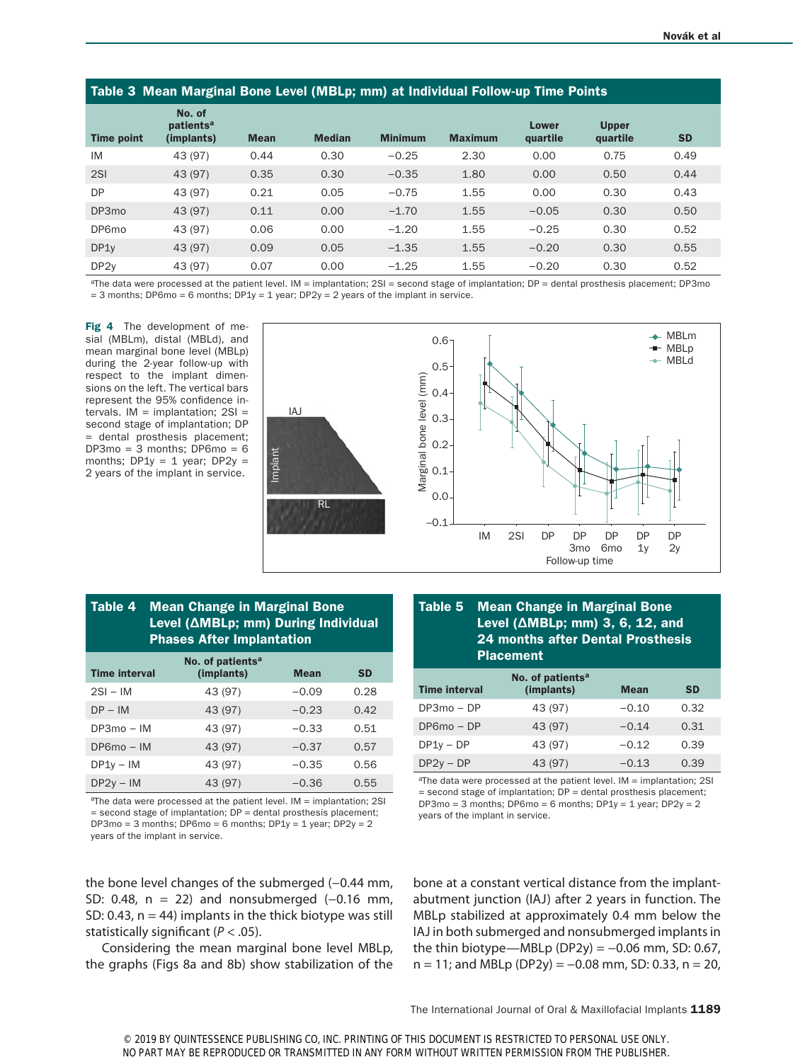**Table 3 Mean Marginal Bone Level (MBLp; mm) at Individual Follow-up Time Points**

| Time point | No. of patients[a] (implants) | Mean | Median | Minimum | Maximum | Lower quartile | Upper quartile | SD |
|---|---|---|---|---|---|---|---|---|
| IM | 43 (97) | 0.44 | 0.30 | −0.25 | 2.30 | 0.00 | 0.75 | 0.49 |
| 2SI | 43 (97) | 0.35 | 0.30 | −0.35 | 1.80 | 0.00 | 0.50 | 0.44 |
| DP | 43 (97) | 0.21 | 0.05 | −0.75 | 1.55 | 0.00 | 0.30 | 0.43 |
| DP3mo | 43 (97) | 0.11 | 0.00 | −1.70 | 1.55 | −0.05 | 0.30 | 0.50 |
| DP6mo | 43 (97) | 0.06 | 0.00 | −1.20 | 1.55 | −0.25 | 0.30 | 0.52 |
| DP1y | 43 (97) | 0.09 | 0.05 | −1.35 | 1.55 | −0.20 | 0.30 | 0.55 |
| DP2y | 43 (97) | 0.07 | 0.00 | −1.25 | 1.55 | −0.20 | 0.30 | 0.52 |

[a]The data were processed at the patient level. IM = implantation; 2SI = second stage of implantation; DP = dental prosthesis placement; DP3mo = 3 months; DP6mo = 6 months; DP1y = 1 year; DP2y = 2 years of the implant in service.

**Fig 4** The development of mesial (MBLm), distal (MBLd), and mean marginal bone level (MBLp) during the 2-year follow-up with respect to the implant dimensions on the left. The vertical bars represent the 95% confidence intervals. IM = implantation; 2SI = second stage of implantation; DP = dental prosthesis placement; DP3mo = 3 months; DP6mo = 6 months; DP1y = 1 year; DP2y = 2 years of the implant in service.

**Table 4 Mean Change in Marginal Bone Level (ΔMBLp; mm) During Individual Phases After Implantation**

| Time interval | No. of patients[a] (implants) | Mean | SD |
|---|---|---|---|
| 2SI – IM | 43 (97) | −0.09 | 0.28 |
| DP – IM | 43 (97) | −0.23 | 0.42 |
| DP3mo – IM | 43 (97) | −0.33 | 0.51 |
| DP6mo – IM | 43 (97) | −0.37 | 0.57 |
| DP1y – IM | 43 (97) | −0.35 | 0.56 |
| DP2y – IM | 43 (97) | −0.36 | 0.55 |

[a]The data were processed at the patient level. IM = implantation; 2SI = second stage of implantation; DP = dental prosthesis placement; DP3mo = 3 months; DP6mo = 6 months; DP1y = 1 year; DP2y = 2 years of the implant in service.

**Table 5 Mean Change in Marginal Bone Level (ΔMBLp; mm) 3, 6, 12, and 24 months after Dental Prosthesis Placement**

| Time interval | No. of patients[a] (implants) | Mean | SD |
|---|---|---|---|
| DP3mo – DP | 43 (97) | −0.10 | 0.32 |
| DP6mo – DP | 43 (97) | −0.14 | 0.31 |
| DP1y – DP | 43 (97) | −0.12 | 0.39 |
| DP2y – DP | 43 (97) | −0.13 | 0.39 |

[a]The data were processed at the patient level. IM = implantation; 2SI = second stage of implantation; DP = dental prosthesis placement; DP3mo = 3 months; DP6mo = 6 months; DP1y = 1 year; DP2y = 2 years of the implant in service.

the bone level changes of the submerged (–0.44 mm, SD: 0.48, n = 22) and nonsubmerged (–0.16 mm, SD: 0.43, n = 44) implants in the thick biotype was still statistically significant ($P < .05$).

Considering the mean marginal bone level MBLp, the graphs (Figs 8a and 8b) show stabilization of the bone at a constant vertical distance from the implant-abutment junction (IAJ) after 2 years in function. The MBLp stabilized at approximately 0.4 mm below the IAJ in both submerged and nonsubmerged implants in the thin biotype—MBLp (DP2y) = –0.06 mm, SD: 0.67, n = 11; and MBLp (DP2y) = –0.08 mm, SD: 0.33, n = 20,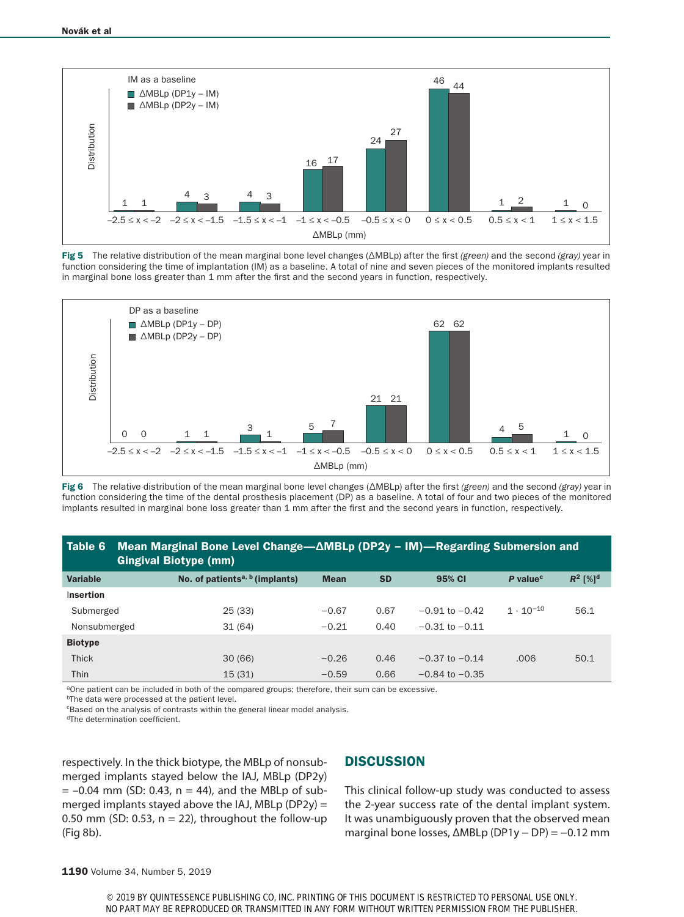Fig 5 The relative distribution of the mean marginal bone level changes (ΔMBLp) after the first *(green)* and the second *(gray)* year in function considering the time of implantation (IM) as a baseline. A total of nine and seven pieces of the monitored implants resulted in marginal bone loss greater than 1 mm after the first and the second years in function, respectively.

Fig 6 The relative distribution of the mean marginal bone level changes (ΔMBLp) after the first *(green)* and the second *(gray)* year in function considering the time of the dental prosthesis placement (DP) as a baseline. A total of four and two pieces of the monitored implants resulted in marginal bone loss greater than 1 mm after the first and the second years in function, respectively.

**Table 6 Mean Marginal Bone Level Change—ΔMBLp (DP2y – IM)—Regarding Submersion and Gingival Biotype (mm)**

| Variable | No. of patients[a, b] (implants) | Mean | SD | 95% CI | *P* value[c] | $R^2$ [%][d] |
|---|---|---|---|---|---|---|
| **Insertion** | | | | | | |
| Submerged | 25 (33) | –0.67 | 0.67 | –0.91 to –0.42 | $1 \cdot 10^{-10}$ | 56.1 |
| Nonsubmerged | 31 (64) | –0.21 | 0.40 | –0.31 to –0.11 | | |
| **Biotype** | | | | | | |
| Thick | 30 (66) | –0.26 | 0.46 | –0.37 to –0.14 | .006 | 50.1 |
| Thin | 15 (31) | –0.59 | 0.66 | –0.84 to –0.35 | | |

[a]One patient can be included in both of the compared groups; therefore, their sum can be excessive.
[b]The data were processed at the patient level.
[c]Based on the analysis of contrasts within the general linear model analysis.
[d]The determination coefficient.

respectively. In the thick biotype, the MBLp of nonsubmerged implants stayed below the IAJ, MBLp (DP2y) = –0.04 mm (SD: 0.43, n = 44), and the MBLp of submerged implants stayed above the IAJ, MBLp (DP2y) = 0.50 mm (SD: 0.53, n = 22), throughout the follow-up (Fig 8b).

## DISCUSSION

This clinical follow-up study was conducted to assess the 2-year success rate of the dental implant system. It was unambiguously proven that the observed mean marginal bone losses, ΔMBLp (DP1y – DP) = –0.12 mm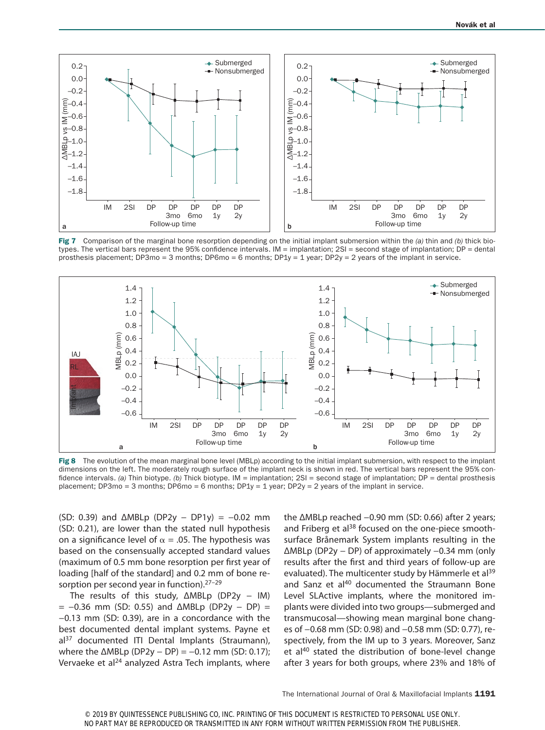**Fig 7** Comparison of the marginal bone resorption depending on the initial implant submersion within the *(a)* thin and *(b)* thick biotypes. The vertical bars represent the 95% confidence intervals. IM = implantation; 2SI = second stage of implantation; DP = dental prosthesis placement; DP3mo = 3 months; DP6mo = 6 months; DP1y = 1 year; DP2y = 2 years of the implant in service.

**Fig 8** The evolution of the mean marginal bone level (MBLp) according to the initial implant submersion, with respect to the implant dimensions on the left. The moderately rough surface of the implant neck is shown in red. The vertical bars represent the 95% confidence intervals. *(a)* Thin biotype. *(b)* Thick biotype. IM = implantation; 2SI = second stage of implantation; DP = dental prosthesis placement; DP3mo = 3 months; DP6mo = 6 months; DP1y = 1 year; DP2y = 2 years of the implant in service.

(SD: 0.39) and ΔMBLp (DP2y – DP1y) = –0.02 mm (SD: 0.21), are lower than the stated null hypothesis on a significance level of $\alpha$ = .05. The hypothesis was based on the consensually accepted standard values (maximum of 0.5 mm bone resorption per first year of loading [half of the standard] and 0.2 mm of bone resorption per second year in function).[27–29]

The results of this study, ΔMBLp (DP2y – IM) = –0.36 mm (SD: 0.55) and ΔMBLp (DP2y – DP) = –0.13 mm (SD: 0.39), are in a concordance with the best documented dental implant systems. Payne et al[37] documented ITI Dental Implants (Straumann), where the ΔMBLp (DP2y – DP) = –0.12 mm (SD: 0.17); Vervaeke et al[24] analyzed Astra Tech implants, where the ΔMBLp reached –0.90 mm (SD: 0.66) after 2 years; and Friberg et al[38] focused on the one-piece smooth-surface Brånemark System implants resulting in the ΔMBLp (DP2y – DP) of approximately –0.34 mm (only results after the first and third years of follow-up are evaluated). The multicenter study by Hämmerle et al[39] and Sanz et al[40] documented the Straumann Bone Level SLActive implants, where the monitored implants were divided into two groups—submerged and transmucosal—showing mean marginal bone changes of –0.68 mm (SD: 0.98) and –0.58 mm (SD: 0.77), respectively, from the IM up to 3 years. Moreover, Sanz et al[40] stated the distribution of bone-level change after 3 years for both groups, where 23% and 18% of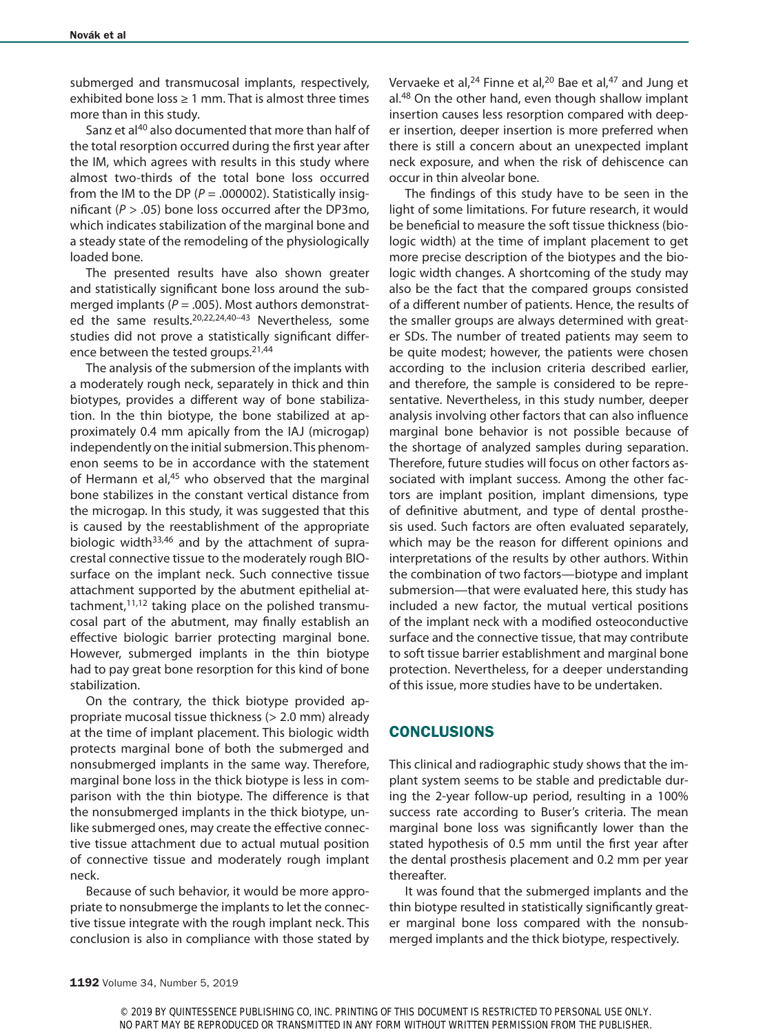submerged and transmucosal implants, respectively, exhibited bone loss ≥ 1 mm. That is almost three times more than in this study.

Sanz et al[40] also documented that more than half of the total resorption occurred during the first year after the IM, which agrees with results in this study where almost two-thirds of the total bone loss occurred from the IM to the DP ($P$ = .000002). Statistically insignificant ($P$ > .05) bone loss occurred after the DP3mo, which indicates stabilization of the marginal bone and a steady state of the remodeling of the physiologically loaded bone.

The presented results have also shown greater and statistically significant bone loss around the submerged implants ($P$ = .005). Most authors demonstrated the same results.[20,22,24,40–43] Nevertheless, some studies did not prove a statistically significant difference between the tested groups.[21,44]

The analysis of the submersion of the implants with a moderately rough neck, separately in thick and thin biotypes, provides a different way of bone stabilization. In the thin biotype, the bone stabilized at approximately 0.4 mm apically from the IAJ (microgap) independently on the initial submersion. This phenomenon seems to be in accordance with the statement of Hermann et al,[45] who observed that the marginal bone stabilizes in the constant vertical distance from the microgap. In this study, it was suggested that this is caused by the reestablishment of the appropriate biologic width[33,46] and by the attachment of supracrestal connective tissue to the moderately rough BIO-surface on the implant neck. Such connective tissue attachment supported by the abutment epithelial attachment,[11,12] taking place on the polished transmucosal part of the abutment, may finally establish an effective biologic barrier protecting marginal bone. However, submerged implants in the thin biotype had to pay great bone resorption for this kind of bone stabilization.

On the contrary, the thick biotype provided appropriate mucosal tissue thickness (> 2.0 mm) already at the time of implant placement. This biologic width protects marginal bone of both the submerged and nonsubmerged implants in the same way. Therefore, marginal bone loss in the thick biotype is less in comparison with the thin biotype. The difference is that the nonsubmerged implants in the thick biotype, unlike submerged ones, may create the effective connective tissue attachment due to actual mutual position of connective tissue and moderately rough implant neck.

Because of such behavior, it would be more appropriate to nonsubmerge the implants to let the connective tissue integrate with the rough implant neck. This conclusion is also in compliance with those stated by Vervaeke et al,[24] Finne et al,[20] Bae et al,[47] and Jung et al.[48] On the other hand, even though shallow implant insertion causes less resorption compared with deeper insertion, deeper insertion is more preferred when there is still a concern about an unexpected implant neck exposure, and when the risk of dehiscence can occur in thin alveolar bone.

The findings of this study have to be seen in the light of some limitations. For future research, it would be beneficial to measure the soft tissue thickness (biologic width) at the time of implant placement to get more precise description of the biotypes and the biologic width changes. A shortcoming of the study may also be the fact that the compared groups consisted of a different number of patients. Hence, the results of the smaller groups are always determined with greater SDs. The number of treated patients may seem to be quite modest; however, the patients were chosen according to the inclusion criteria described earlier, and therefore, the sample is considered to be representative. Nevertheless, in this study number, deeper analysis involving other factors that can also influence marginal bone behavior is not possible because of the shortage of analyzed samples during separation. Therefore, future studies will focus on other factors associated with implant success. Among the other factors are implant position, implant dimensions, type of definitive abutment, and type of dental prosthesis used. Such factors are often evaluated separately, which may be the reason for different opinions and interpretations of the results by other authors. Within the combination of two factors—biotype and implant submersion—that were evaluated here, this study has included a new factor, the mutual vertical positions of the implant neck with a modified osteoconductive surface and the connective tissue, that may contribute to soft tissue barrier establishment and marginal bone protection. Nevertheless, for a deeper understanding of this issue, more studies have to be undertaken.

## CONCLUSIONS

This clinical and radiographic study shows that the implant system seems to be stable and predictable during the 2-year follow-up period, resulting in a 100% success rate according to Buser's criteria. The mean marginal bone loss was significantly lower than the stated hypothesis of 0.5 mm until the first year after the dental prosthesis placement and 0.2 mm per year thereafter.

It was found that the submerged implants and the thin biotype resulted in statistically significantly greater marginal bone loss compared with the nonsubmerged implants and the thick biotype, respectively.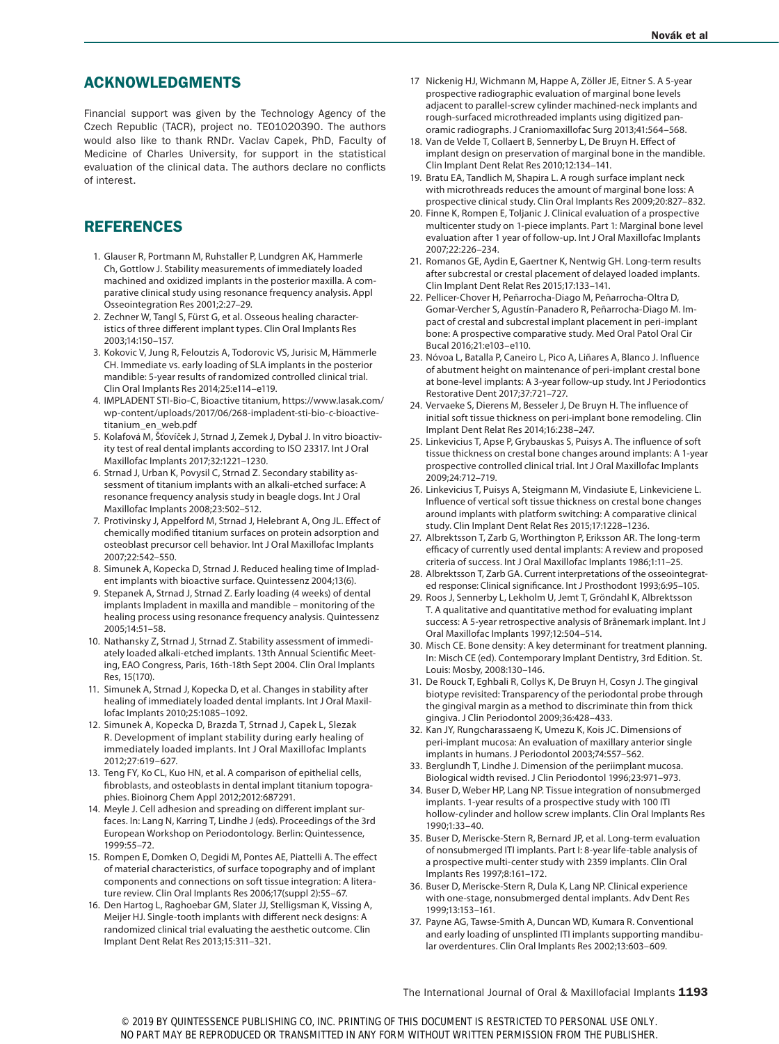## ACKNOWLEDGMENTS

Financial support was given by the Technology Agency of the Czech Republic (TACR), project no. TE01020390. The authors would also like to thank RNDr. Vaclav Capek, PhD, Faculty of Medicine of Charles University, for support in the statistical evaluation of the clinical data. The authors declare no conflicts of interest.

## REFERENCES

1. Glauser R, Portmann M, Ruhstaller P, Lundgren AK, Hammerle Ch, Gottlow J. Stability measurements of immediately loaded machined and oxidized implants in the posterior maxilla. A comparative clinical study using resonance frequency analysis. Appl Osseointegration Res 2001;2:27–29.
2. Zechner W, Tangl S, Fürst G, et al. Osseous healing characteristics of three different implant types. Clin Oral Implants Res 2003;14:150–157.
3. Kokovic V, Jung R, Feloutzis A, Todorovic VS, Jurisic M, Hämmerle CH. Immediate vs. early loading of SLA implants in the posterior mandible: 5-year results of randomized controlled clinical trial. Clin Oral Implants Res 2014;25:e114–e119.
4. IMPLADENT STI-Bio-C, Bioactive titanium, https://www.lasak.com/wp-content/uploads/2017/06/268-impladent-sti-bio-c-bioactive-titanium_en_web.pdf
5. Kolafová M, Šťovíček J, Strnad J, Zemek J, Dybal J. In vitro bioactivity test of real dental implants according to ISO 23317. Int J Oral Maxillofac Implants 2017;32:1221–1230.
6. Strnad J, Urban K, Povysil C, Strnad Z. Secondary stability assessment of titanium implants with an alkali-etched surface: A resonance frequency analysis study in beagle dogs. Int J Oral Maxillofac Implants 2008;23:502–512.
7. Protivinsky J, Appelford M, Strnad J, Helebrant A, Ong JL. Effect of chemically modified titanium surfaces on protein adsorption and osteoblast precursor cell behavior. Int J Oral Maxillofac Implants 2007;22:542–550.
8. Simunek A, Kopecka D, Strnad J. Reduced healing time of Impladent implants with bioactive surface. Quintessenz 2004;13(6).
9. Stepanek A, Strnad J, Strnad Z. Early loading (4 weeks) of dental implants Impladent in maxilla and mandible – monitoring of the healing process using resonance frequency analysis. Quintessenz 2005;14:51–58.
10. Nathansky Z, Strnad J, Strnad Z. Stability assessment of immediately loaded alkali-etched implants. 13th Annual Scientific Meeting, EAO Congress, Paris, 16th-18th Sept 2004. Clin Oral Implants Res, 15(170).
11. Simunek A, Strnad J, Kopecka D, et al. Changes in stability after healing of immediately loaded dental implants. Int J Oral Maxillofac Implants 2010;25:1085–1092.
12. Simunek A, Kopecka D, Brazda T, Strnad J, Capek L, Slezak R. Development of implant stability during early healing of immediately loaded implants. Int J Oral Maxillofac Implants 2012;27:619–627.
13. Teng FY, Ko CL, Kuo HN, et al. A comparison of epithelial cells, fibroblasts, and osteoblasts in dental implant titanium topographies. Bioinorg Chem Appl 2012;2012:687291.
14. Meyle J. Cell adhesion and spreading on different implant surfaces. In: Lang N, Karring T, Lindhe J (eds). Proceedings of the 3rd European Workshop on Periodontology. Berlin: Quintessence, 1999:55–72.
15. Rompen E, Domken O, Degidi M, Pontes AE, Piattelli A. The effect of material characteristics, of surface topography and of implant components and connections on soft tissue integration: A literature review. Clin Oral Implants Res 2006;17(suppl 2):55–67.
16. Den Hartog L, Raghoebar GM, Slater JJ, Stelligsman K, Vissing A, Meijer HJ. Single-tooth implants with different neck designs: A randomized clinical trial evaluating the aesthetic outcome. Clin Implant Dent Relat Res 2013;15:311–321.
17. Nickenig HJ, Wichmann M, Happe A, Zöller JE, Eitner S. A 5-year prospective radiographic evaluation of marginal bone levels adjacent to parallel-screw cylinder machined-neck implants and rough-surfaced microthreaded implants using digitized panoramic radiographs. J Craniomaxillofac Surg 2013;41:564–568.
18. Van de Velde T, Collaert B, Sennerby L, De Bruyn H. Effect of implant design on preservation of marginal bone in the mandible. Clin Implant Dent Relat Res 2010;12:134–141.
19. Bratu EA, Tandlich M, Shapira L. A rough surface implant neck with microthreads reduces the amount of marginal bone loss: A prospective clinical study. Clin Oral Implants Res 2009;20:827–832.
20. Finne K, Rompen E, Toljanic J. Clinical evaluation of a prospective multicenter study on 1-piece implants. Part 1: Marginal bone level evaluation after 1 year of follow-up. Int J Oral Maxillofac Implants 2007;22:226–234.
21. Romanos GE, Aydin E, Gaertner K, Nentwig GH. Long-term results after subcrestal or crestal placement of delayed loaded implants. Clin Implant Dent Relat Res 2015;17:133–141.
22. Pellicer-Chover H, Peñarrocha-Diago M, Peñarrocha-Oltra D, Gomar-Vercher S, Agustín-Panadero R, Peñarrocha-Diago M. Impact of crestal and subcrestal implant placement in peri-implant bone: A prospective comparative study. Med Oral Patol Oral Cir Bucal 2016;21:e103–e110.
23. Nóvoa L, Batalla P, Caneiro L, Pico A, Liñares A, Blanco J. Influence of abutment height on maintenance of peri-implant crestal bone at bone-level implants: A 3-year follow-up study. Int J Periodontics Restorative Dent 2017;37:721–727.
24. Vervaeke S, Dierens M, Besseler J, De Bruyn H. The influence of initial soft tissue thickness on peri-implant bone remodeling. Clin Implant Dent Relat Res 2014;16:238–247.
25. Linkevicius T, Apse P, Grybauskas S, Puisys A. The influence of soft tissue thickness on crestal bone changes around implants: A 1-year prospective controlled clinical trial. Int J Oral Maxillofac Implants 2009;24:712–719.
26. Linkevicius T, Puisys A, Steigmann M, Vindasiute E, Linkeviciene L. Influence of vertical soft tissue thickness on crestal bone changes around implants with platform switching: A comparative clinical study. Clin Implant Dent Relat Res 2015;17:1228–1236.
27. Albrektsson T, Zarb G, Worthington P, Eriksson AR. The long-term efficacy of currently used dental implants: A review and proposed criteria of success. Int J Oral Maxillofac Implants 1986;1:11–25.
28. Albrektsson T, Zarb GA. Current interpretations of the osseointegrated response: Clinical significance. Int J Prosthodont 1993;6:95–105.
29. Roos J, Sennerby L, Lekholm U, Jemt T, Gröndahl K, Albrektsson T. A qualitative and quantitative method for evaluating implant success: A 5-year retrospective analysis of Brånemark implant. Int J Oral Maxillofac Implants 1997;12:504–514.
30. Misch CE. Bone density: A key determinant for treatment planning. In: Misch CE (ed). Contemporary Implant Dentistry, 3rd Edition. St. Louis: Mosby, 2008:130–146.
31. De Rouck T, Eghbali R, Collys K, De Bruyn H, Cosyn J. The gingival biotype revisited: Transparency of the periodontal probe through the gingival margin as a method to discriminate thin from thick gingiva. J Clin Periodontol 2009;36:428–433.
32. Kan JY, Rungcharassaeng K, Umezu K, Kois JC. Dimensions of peri-implant mucosa: An evaluation of maxillary anterior single implants in humans. J Periodontol 2003;74:557–562.
33. Berglundh T, Lindhe J. Dimension of the periimplant mucosa. Biological width revised. J Clin Periodontol 1996;23:971–973.
34. Buser D, Weber HP, Lang NP. Tissue integration of nonsubmerged implants. 1-year results of a prospective study with 100 ITI hollow-cylinder and hollow screw implants. Clin Oral Implants Res 1990;1:33–40.
35. Buser D, Mericske-Stern R, Bernard JP, et al. Long-term evaluation of nonsubmerged ITI implants. Part I: 8-year life-table analysis of a prospective multi-center study with 2359 implants. Clin Oral Implants Res 1997;8:161–172.
36. Buser D, Mericske-Stern R, Dula K, Lang NP. Clinical experience with one-stage, nonsubmerged dental implants. Adv Dent Res 1999;13:153–161.
37. Payne AG, Tawse-Smith A, Duncan WD, Kumara R. Conventional and early loading of unsplinted ITI implants supporting mandibular overdentures. Clin Oral Implants Res 2002;13:603–609.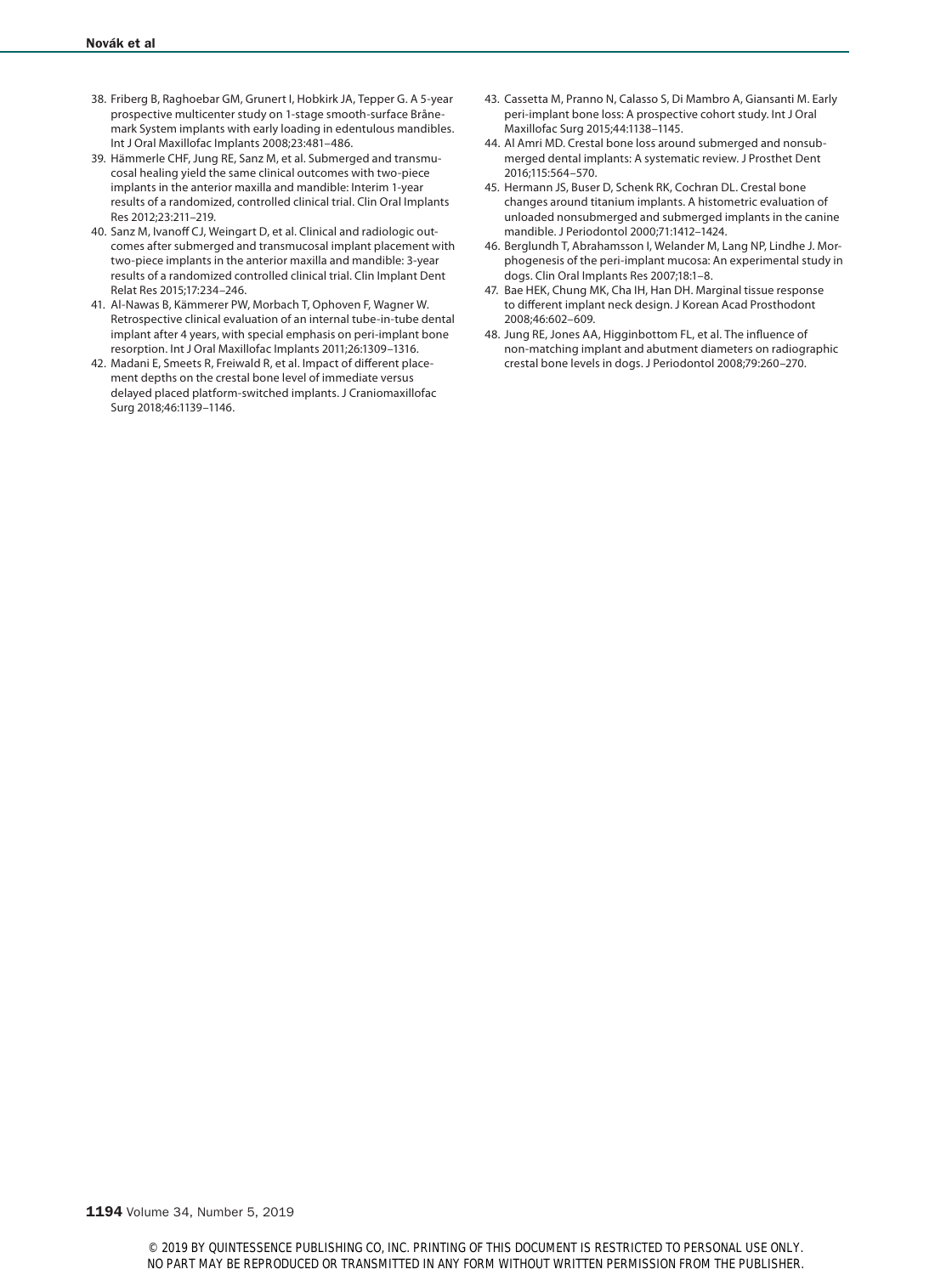38. Friberg B, Raghoebar GM, Grunert I, Hobkirk JA, Tepper G. A 5-year prospective multicenter study on 1-stage smooth-surface Brånemark System implants with early loading in edentulous mandibles. Int J Oral Maxillofac Implants 2008;23:481–486.
39. Hämmerle CHF, Jung RE, Sanz M, et al. Submerged and transmucosal healing yield the same clinical outcomes with two-piece implants in the anterior maxilla and mandible: Interim 1-year results of a randomized, controlled clinical trial. Clin Oral Implants Res 2012;23:211–219.
40. Sanz M, Ivanoff CJ, Weingart D, et al. Clinical and radiologic outcomes after submerged and transmucosal implant placement with two-piece implants in the anterior maxilla and mandible: 3-year results of a randomized controlled clinical trial. Clin Implant Dent Relat Res 2015;17:234–246.
41. Al-Nawas B, Kämmerer PW, Morbach T, Ophoven F, Wagner W. Retrospective clinical evaluation of an internal tube-in-tube dental implant after 4 years, with special emphasis on peri-implant bone resorption. Int J Oral Maxillofac Implants 2011;26:1309–1316.
42. Madani E, Smeets R, Freiwald R, et al. Impact of different placement depths on the crestal bone level of immediate versus delayed placed platform-switched implants. J Craniomaxillofac Surg 2018;46:1139–1146.
43. Cassetta M, Pranno N, Calasso S, Di Mambro A, Giansanti M. Early peri-implant bone loss: A prospective cohort study. Int J Oral Maxillofac Surg 2015;44:1138–1145.
44. Al Amri MD. Crestal bone loss around submerged and nonsubmerged dental implants: A systematic review. J Prosthet Dent 2016;115:564–570.
45. Hermann JS, Buser D, Schenk RK, Cochran DL. Crestal bone changes around titanium implants. A histometric evaluation of unloaded nonsubmerged and submerged implants in the canine mandible. J Periodontol 2000;71:1412–1424.
46. Berglundh T, Abrahamsson I, Welander M, Lang NP, Lindhe J. Morphogenesis of the peri-implant mucosa: An experimental study in dogs. Clin Oral Implants Res 2007;18:1–8.
47. Bae HEK, Chung MK, Cha IH, Han DH. Marginal tissue response to different implant neck design. J Korean Acad Prosthodont 2008;46:602–609.
48. Jung RE, Jones AA, Higginbottom FL, et al. The influence of non-matching implant and abutment diameters on radiographic crestal bone levels in dogs. J Periodontol 2008;79:260–270.